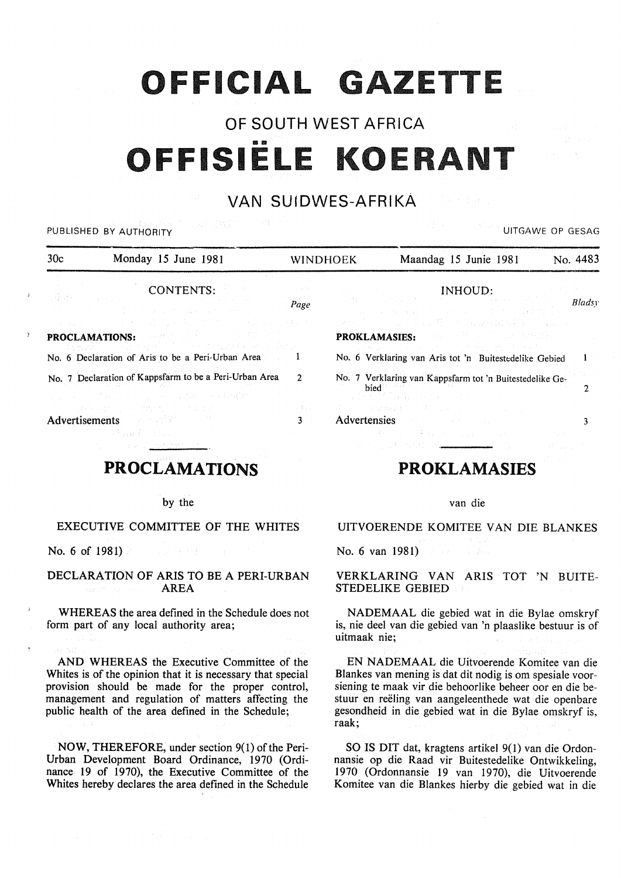# OFFICIAL GAZETTE

## OF SOUTH WEST AFRICA

# OFFISIËLE KOERANT

## VAN SUIDWES-AFRIKA

PUBLISHED BY AUTHORITY — UITGAWE OP GESAG

| 30c | Monday 15 June 1981 | WINDHOEK | Maandag 15 Junie 1981 | No. 4483 |
|---|---|---|---|---|

| CONTENTS: | Page |
|---|---|
| **PROCLAMATIONS:** | |
| No. 6 Declaration of Aris to be a Peri-Urban Area | 1 |
| No. 7 Declaration of Kappsfarm to be a Peri-Urban Area | 2 |
| Advertisements | 3 |

| INHOUD: | Bladsy |
|---|---|
| **PROKLAMASIES:** | |
| No. 6 Verklaring van Aris tot 'n Buitestedelike Gebied | 1 |
| No. 7 Verklaring van Kappsfarm tot 'n Buitestedelike Gebied | 2 |
| Advertensies | 3 |

## PROCLAMATIONS

by the

EXECUTIVE COMMITTEE OF THE WHITES

No. 6 of 1981)

### DECLARATION OF ARIS TO BE A PERI-URBAN AREA

WHEREAS the area defined in the Schedule does not form part of any local authority area;

AND WHEREAS the Executive Committee of the Whites is of the opinion that it is necessary that special provision should be made for the proper control, management and regulation of matters affecting the public health of the area defined in the Schedule;

NOW, THEREFORE, under section 9(1) of the Peri-Urban Development Board Ordinance, 1970 (Ordinance 19 of 1970), the Executive Committee of the Whites hereby declares the area defined in the Schedule

## PROKLAMASIES

van die

UITVOERENDE KOMITEE VAN DIE BLANKES

No. 6 van 1981)

### VERKLARING VAN ARIS TOT 'N BUITESTEDELIKE GEBIED

NADEMAAL die gebied wat in die Bylae omskryf is, nie deel van die gebied van 'n plaaslike bestuur is of uitmaak nie;

EN NADEMAAL die Uitvoerende Komitee van die Blankes van mening is dat dit nodig is om spesiale voorsiening te maak vir die behoorlike beheer oor en die bestuur en reëling van aangeleenthede wat die openbare gesondheid in die gebied wat in die Bylae omskryf is, raak;

SO IS DIT dat, kragtens artikel 9(1) van die Ordonnansie op die Raad vir Buitestedelike Ontwikkeling, 1970 (Ordonnansie 19 van 1970), die Uitvoerende Komitee van die Blankes hierby die gebied wat in die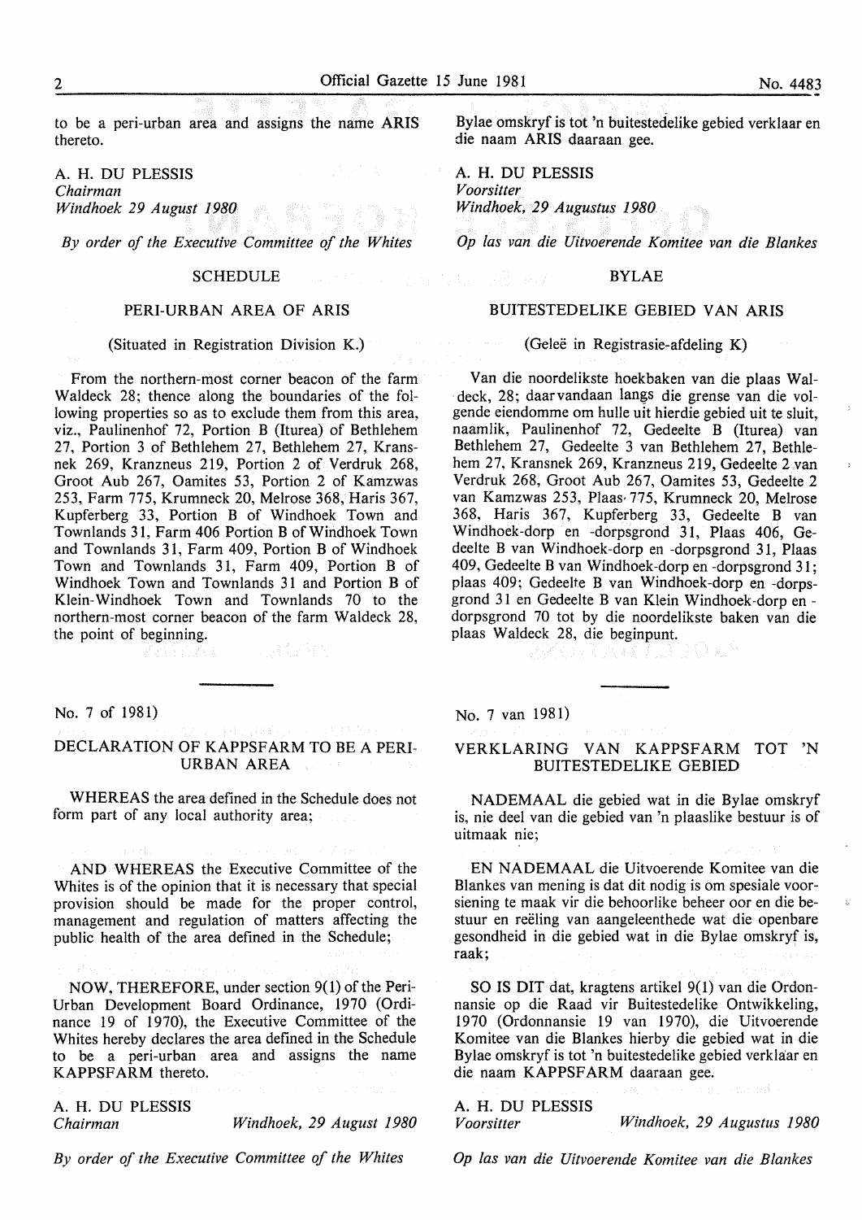to be a peri-urban area and assigns the name ARIS thereto.

A. H. DU PLESSIS
*Chairman*
*Windhoek 29 August 1980*

*By order of the Executive Committee of the Whites*

SCHEDULE

PERI-URBAN AREA OF ARIS

(Situated in Registration Division K.)

From the northern-most corner beacon of the farm Waldeck 28; thence along the boundaries of the following properties so as to exclude them from this area, viz., Paulinenhof 72, Portion B (Iturea) of Bethlehem 27, Portion 3 of Bethlehem 27, Bethlehem 27, Kransnek 269, Kranzneus 219, Portion 2 of Verdruk 268, Groot Aub 267, Oamites 53, Portion 2 of Kamzwas 253, Farm 775, Krumneck 20, Melrose 368, Haris 367, Kupferberg 33, Portion B of Windhoek Town and Townlands 31, Farm 406 Portion B of Windhoek Town and Townlands 31, Farm 409, Portion B of Windhoek Town and Townlands 31, Farm 409, Portion B of Windhoek Town and Townlands 31 and Portion B of Klein-Windhoek Town and Townlands 70 to the northern-most corner beacon of the farm Waldeck 28, the point of beginning.

---

Bylae omskryf is tot 'n buitestedelike gebied verklaar en die naam ARIS daaraan gee.

A. H. DU PLESSIS
*Voorsitter*
*Windhoek, 29 Augustus 1980*

*Op las van die Uitvoerende Komitee van die Blankes*

BYLAE

BUITESTEDELIKE GEBIED VAN ARIS

(Geleë in Registrasie-afdeling K)

Van die noordelikste hoekbaken van die plaas Waldeck, 28; daarvandaan langs die grense van die volgende eiendomme om hulle uit hierdie gebied uit te sluit, naamlik, Paulinenhof 72, Gedeelte B (Iturea) van Bethlehem 27, Gedeelte 3 van Bethlehem 27, Bethlehem 27, Kransnek 269, Kranzneus 219, Gedeelte 2 van Verdruk 268, Groot Aub 267, Oamites 53, Gedeelte 2 van Kamzwas 253, Plaas 775, Krumneck 20, Melrose 368, Haris 367, Kupferberg 33, Gedeelte B van Windhoek-dorp en -dorpsgrond 31, Plaas 406, Gedeelte B van Windhoek-dorp en -dorpsgrond 31, Plaas 409, Gedeelte B van Windhoek-dorp en -dorpsgrond 31; plaas 409; Gedeelte B van Windhoek-dorp en -dorpsgrond 31 en Gedeelte B van Klein Windhoek-dorp en - dorpsgrond 70 tot by die noordelikste baken van die plaas Waldeck 28, die beginpunt.

---

No. 7 of 1981)

DECLARATION OF KAPPSFARM TO BE A PERI-URBAN AREA

WHEREAS the area defined in the Schedule does not form part of any local authority area;

AND WHEREAS the Executive Committee of the Whites is of the opinion that it is necessary that special provision should be made for the proper control, management and regulation of matters affecting the public health of the area defined in the Schedule;

NOW, THEREFORE, under section 9(1) of the Peri-Urban Development Board Ordinance, 1970 (Ordinance 19 of 1970), the Executive Committee of the Whites hereby declares the area defined in the Schedule to be a peri-urban area and assigns the name KAPPSFARM thereto.

A. H. DU PLESSIS
*Chairman* *Windhoek, 29 August 1980*

*By order of the Executive Committee of the Whites*

---

No. 7 van 1981)

VERKLARING VAN KAPPSFARM TOT 'N BUITESTEDELIKE GEBIED

NADEMAAL die gebied wat in die Bylae omskryf is, nie deel van die gebied van 'n plaaslike bestuur is of uitmaak nie;

EN NADEMAAL die Uitvoerende Komitee van die Blankes van mening is dat dit nodig is om spesiale voorsiening te maak vir die behoorlike beheer oor en die bestuur en reëling van aangeleenthede wat die openbare gesondheid in die gebied wat in die Bylae omskryf is, raak;

SO IS DIT dat, kragtens artikel 9(1) van die Ordonnansie op die Raad vir Buitestedelike Ontwikkeling, 1970 (Ordonnansie 19 van 1970), die Uitvoerende Komitee van die Blankes hierby die gebied wat in die Bylae omskryf is tot 'n buitestedelike gebied verklaar en die naam KAPPSFARM daaraan gee.

A. H. DU PLESSIS
*Voorsitter* *Windhoek, 29 Augustus 1980*

*Op las van die Uitvoerende Komitee van die Blankes*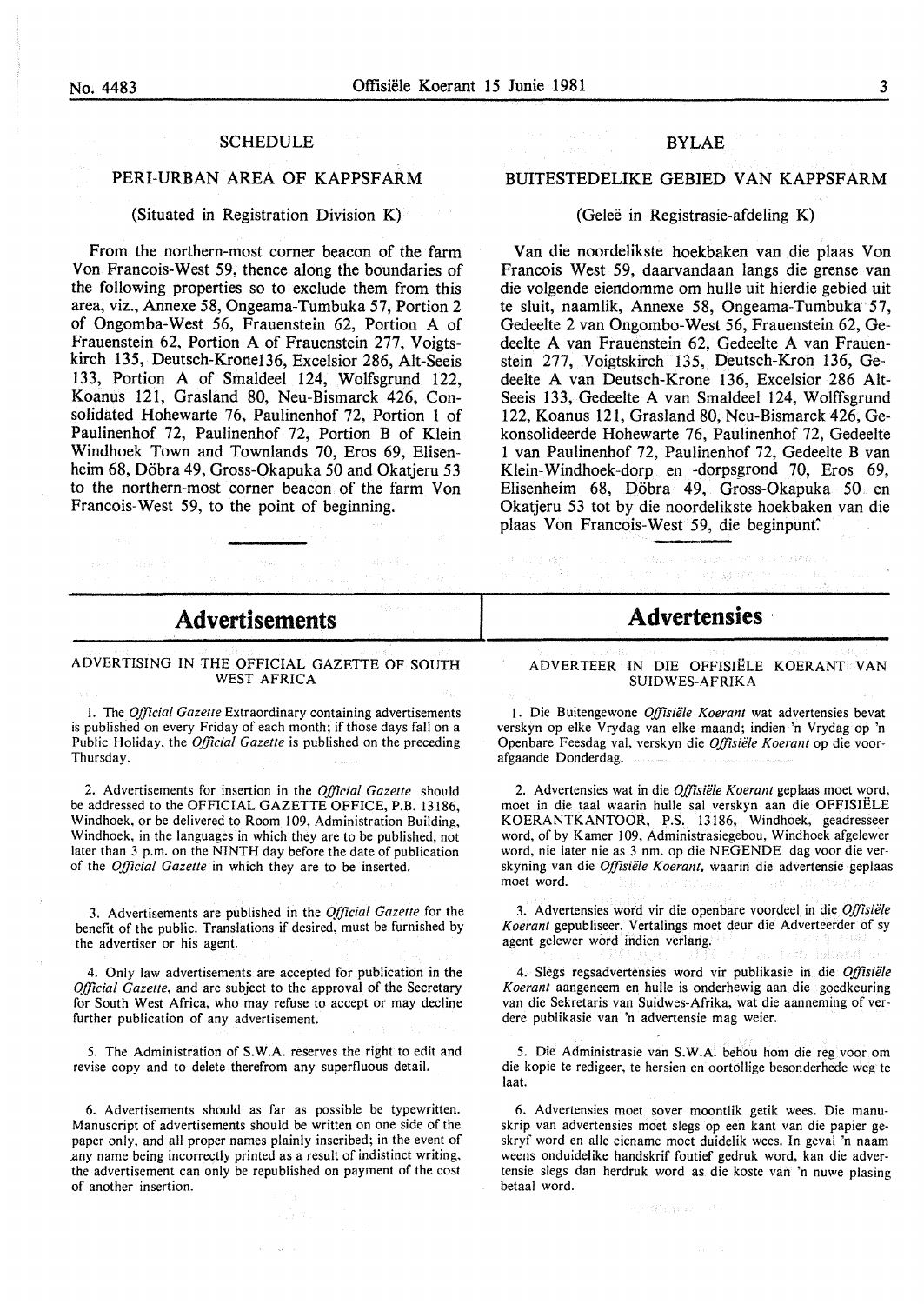## SCHEDULE

### PERI-URBAN AREA OF KAPPSFARM

(Situated in Registration Division K)

From the northern-most corner beacon of the farm Von Francois-West 59, thence along the boundaries of the following properties so to exclude them from this area, viz., Annexe 58, Ongeama-Tumbuka 57, Portion 2 of Ongomba-West 56, Frauenstein 62, Portion A of Frauenstein 62, Portion A of Frauenstein 277, Voigtskirch 135, Deutsch-Krone136, Excelsior 286, Alt-Seeis 133, Portion A of Smaldeel 124, Wolfsgrund 122, Koanus 121, Grasland 80, Neu-Bismarck 426, Consolidated Hohewarte 76, Paulinenhof 72, Portion 1 of Paulinenhof 72, Paulinenhof 72, Portion B of Klein Windhoek Town and Townlands 70, Eros 69, Elisenheim 68, Döbra 49, Gross-Okapuka 50 and Okatjeru 53 to the northern-most corner beacon of the farm Von Francois-West 59, to the point of beginning.

## BYLAE

### BUITESTEDELIKE GEBIED VAN KAPPSFARM

(Geleë in Registrasie-afdeling K)

Van die noordelikste hoekbaken van die plaas Von Francois West 59, daarvandaan langs die grense van die volgende eiendomme om hulle uit hierdie gebied uit te sluit, naamlik, Annexe 58, Ongeama-Tumbuka 57, Gedeelte 2 van Ongombo-West 56, Frauenstein 62, Gedeelte A van Frauenstein 62, Gedeelte A van Frauenstein 277, Voigtskirch 135, Deutsch-Kron 136, Gedeelte A van Deutsch-Krone 136, Excelsior 286 Alt-Seeis 133, Gedeelte A van Smaldeel 124, Wolffsgrund 122, Koanus 121, Grasland 80, Neu-Bismarck 426, Gekonsolideerde Hohewarte 76, Paulinenhof 72, Gedeelte 1 van Paulinenhof 72, Paulinenhof 72, Gedeelte B van Klein-Windhoek-dorp en -dorpsgrond 70, Eros 69, Elisenheim 68, Döbra 49, Gross-Okapuka 50 en Okatjeru 53 tot by die noordelikste hoekbaken van die plaas Von Francois-West 59, die beginpunt.

# Advertisements

### ADVERTISING IN THE OFFICIAL GAZETTE OF SOUTH WEST AFRICA

1. The *Official Gazette* Extraordinary containing advertisements is published on every Friday of each month; if those days fall on a Public Holiday, the *Official Gazette* is published on the preceding Thursday.

2. Advertisements for insertion in the *Official Gazette* should be addressed to the OFFICIAL GAZETTE OFFICE, P.B. 13186, Windhoek, or be delivered to Room 109, Administration Building, Windhoek, in the languages in which they are to be published, not later than 3 p.m. on the NINTH day before the date of publication of the *Official Gazette* in which they are to be inserted.

3. Advertisements are published in the *Official Gazette* for the benefit of the public. Translations if desired, must be furnished by the advertiser or his agent.

4. Only law advertisements are accepted for publication in the *Official Gazette*, and are subject to the approval of the Secretary for South West Africa, who may refuse to accept or may decline further publication of any advertisement.

5. The Administration of S.W.A. reserves the right to edit and revise copy and to delete therefrom any superfluous detail.

6. Advertisements should as far as possible be typewritten. Manuscript of advertisements should be written on one side of the paper only, and all proper names plainly inscribed; in the event of any name being incorrectly printed as a result of indistinct writing, the advertisement can only be republished on payment of the cost of another insertion.

# Advertensies

### ADVERTEER IN DIE OFFISIËLE KOERANT VAN SUIDWES-AFRIKA

1. Die Buitengewone *Offisiële Koerant* wat advertensies bevat verskyn op elke Vrydag van elke maand; indien 'n Vrydag op 'n Openbare Feesdag val, verskyn die *Offisiële Koerant* op die voorafgaande Donderdag.

2. Advertensies wat in die *Offisiële Koerant* geplaas moet word, moet in die taal waarin hulle sal verskyn aan die OFFISIËLE KOERANTKANTOOR, P.S. 13186, Windhoek, geadresseer word, of by Kamer 109, Administrasiegebou, Windhoek afgelewer word, nie later nie as 3 nm. op die NEGENDE dag voor die verskyning van die *Offisiële Koerant*, waarin die advertensie geplaas moet word.

3. Advertensies word vir die openbare voordeel in die *Offisiële Koerant* gepubliseer. Vertalings moet deur die Adverteerder of sy agent gelewer word indien verlang.

4. Slegs regsadvertensies word vir publikasie in die *Offisiële Koerant* aangeneem en hulle is onderhewig aan die goedkeuring van die Sekretaris van Suidwes-Afrika, wat die aanneming of verdere publikasie van 'n advertensie mag weier.

5. Die Administrasie van S.W.A. behou hom die reg voor om die kopie te redigeer, te hersien en oortollige besonderhede weg te laat.

6. Advertensies moet sover moontlik getik wees. Die manuskrip van advertensies moet slegs op een kant van die papier geskryf word en alle eiename moet duidelik wees. In geval 'n naam weens onduidelike handskrif foutief gedruk word, kan die advertensie slegs dan herdruk word as die koste van 'n nuwe plasing betaal word.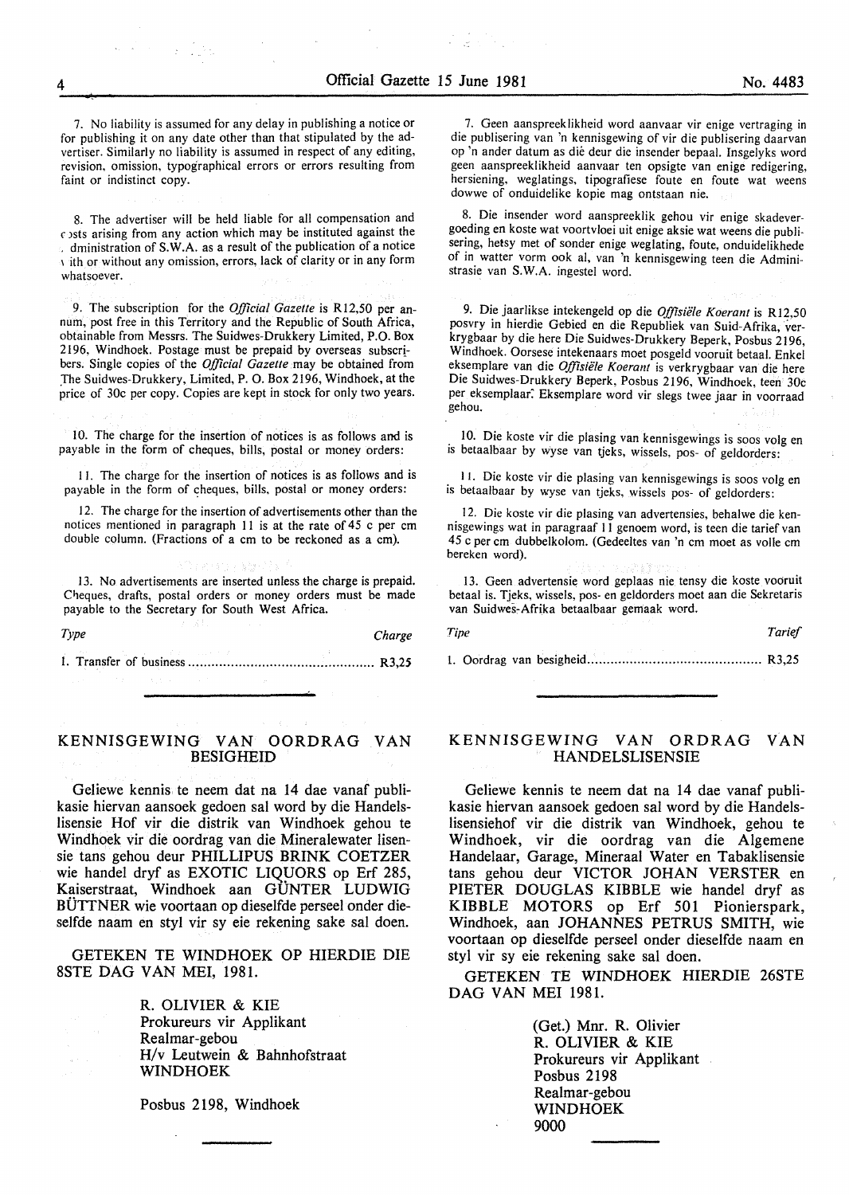7. No liability is assumed for any delay in publishing a notice or for publishing it on any date other than that stipulated by the advertiser. Similarly no liability is assumed in respect of any editing, revision, omission, typographical errors or errors resulting from faint or indistinct copy.

8. The advertiser will be held liable for all compensation and costs arising from any action which may be instituted against the Administration of S.W.A. as a result of the publication of a notice with or without any omission, errors, lack of clarity or in any form whatsoever.

9. The subscription for the *Official Gazette* is R12,50 per annum, post free in this Territory and the Republic of South Africa, obtainable from Messrs. The Suidwes-Drukkery Limited, P.O. Box 2196, Windhoek. Postage must be prepaid by overseas subscribers. Single copies of the *Official Gazette* may be obtained from The Suidwes-Drukkery, Limited, P. O. Box 2196, Windhoek, at the price of 30c per copy. Copies are kept in stock for only two years.

10. The charge for the insertion of notices is as follows and is payable in the form of cheques, bills, postal or money orders:

11. The charge for the insertion of notices is as follows and is payable in the form of cheques, bills, postal or money orders:

12. The charge for the insertion of advertisements other than the notices mentioned in paragraph 11 is at the rate of 45 c per cm double column. (Fractions of a cm to be reckoned as a cm).

13. No advertisements are inserted unless the charge is prepaid. Cheques, drafts, postal orders or money orders must be made payable to the Secretary for South West Africa.

| *Type* | *Charge* |
|---|---|
| 1. Transfer of business | R3,25 |

7. Geen aanspreeklikheid word aanvaar vir enige vertraging in die publisering van 'n kennisgewing of vir die publisering daarvan op 'n ander datum as dié deur die insender bepaal. Insgelyks word geen aanspreeklikheid aanvaar ten opsigte van enige redigering, hersiening, weglatings, tipografiese foute en foute wat weens dowwe of onduidelike kopie mag ontstaan nie.

8. Die insender word aanspreeklik gehou vir enige skadevergoeding en koste wat voortvloei uit enige aksie wat weens die publisering, hetsy met of sonder enige weglating, foute, onduidelikhede of in watter vorm ook al, van 'n kennisgewing teen die Administrasie van S.W.A. ingestel word.

9. Die jaarlikse intekengeld op die *Offisiële Koerant* is R12,50 posvry in hierdie Gebied en die Republiek van Suid-Afrika, verkrygbaar by die here Die Suidwes-Drukkery Beperk, Posbus 2196, Windhoek. Oorsese intekenaars moet posgeld vooruit betaal. Enkel eksemplare van die *Offisiële Koerant* is verkrygbaar van die here Die Suidwes-Drukkery Beperk, Posbus 2196, Windhoek, teen 30c per eksemplaar. Eksemplare word vir slegs twee jaar in voorraad gehou.

10. Die koste vir die plasing van kennisgewings is soos volg en is betaalbaar by wyse van tjeks, wissels, pos- of geldorders:

11. Die koste vir die plasing van kennisgewings is soos volg en is betaalbaar by wyse van tjeks, wissels pos- of geldorders:

12. Die koste vir die plasing van advertensies, behalwe die kennisgewings wat in paragraaf 11 genoem word, is teen die tarief van 45 c per cm dubbelkolom. (Gedeeltes van 'n cm moet as volle cm bereken word).

13. Geen advertensie word geplaas nie tensy die koste vooruit betaal is. Tjeks, wissels, pos- en geldorders moet aan die Sekretaris van Suidwes-Afrika betaalbaar gemaak word.

| *Tipe* | *Tarief* |
|---|---|
| 1. Oordrag van besigheid | R3,25 |

## KENNISGEWING VAN OORDRAG VAN BESIGHEID

Geliewe kennis te neem dat na 14 dae vanaf publikasie hiervan aansoek gedoen sal word by die Handelslisensie Hof vir die distrik van Windhoek gehou te Windhoek vir die oordrag van die Mineralewater lisensie tans gehou deur PHILLIPUS BRINK COETZER wie handel dryf as EXOTIC LIQUORS op Erf 285, Kaiserstraat, Windhoek aan GÜNTER LUDWIG BÜTTNER wie voortaan op dieselfde perseel onder dieselfde naam en styl vir sy eie rekening sake sal doen.

GETEKEN TE WINDHOEK OP HIERDIE DIE 8STE DAG VAN MEI, 1981.

R. OLIVIER & KIE
Prokureurs vir Applikant
Realmar-gebou
H/v Leutwein & Bahnhofstraat
WINDHOEK

Posbus 2198, Windhoek

## KENNISGEWING VAN ORDRAG VAN HANDELSLISENSIE

Geliewe kennis te neem dat na 14 dae vanaf publikasie hiervan aansoek gedoen sal word by die Handelslisensiehof vir die distrik van Windhoek, gehou te Windhoek, vir die oordrag van die Algemene Handelaar, Garage, Mineraal Water en Tabaklisensie tans gehou deur VICTOR JOHAN VERSTER en PIETER DOUGLAS KIBBLE wie handel dryf as KIBBLE MOTORS op Erf 501 Pionierspark, Windhoek, aan JOHANNES PETRUS SMITH, wie voortaan op dieselfde perseel onder dieselfde naam en styl vir sy eie rekening sake sal doen.

GETEKEN TE WINDHOEK HIERDIE 26STE DAG VAN MEI 1981.

(Get.) Mnr. R. Olivier
R. OLIVIER & KIE
Prokureurs vir Applikant
Posbus 2198
Realmar-gebou
WINDHOEK
9000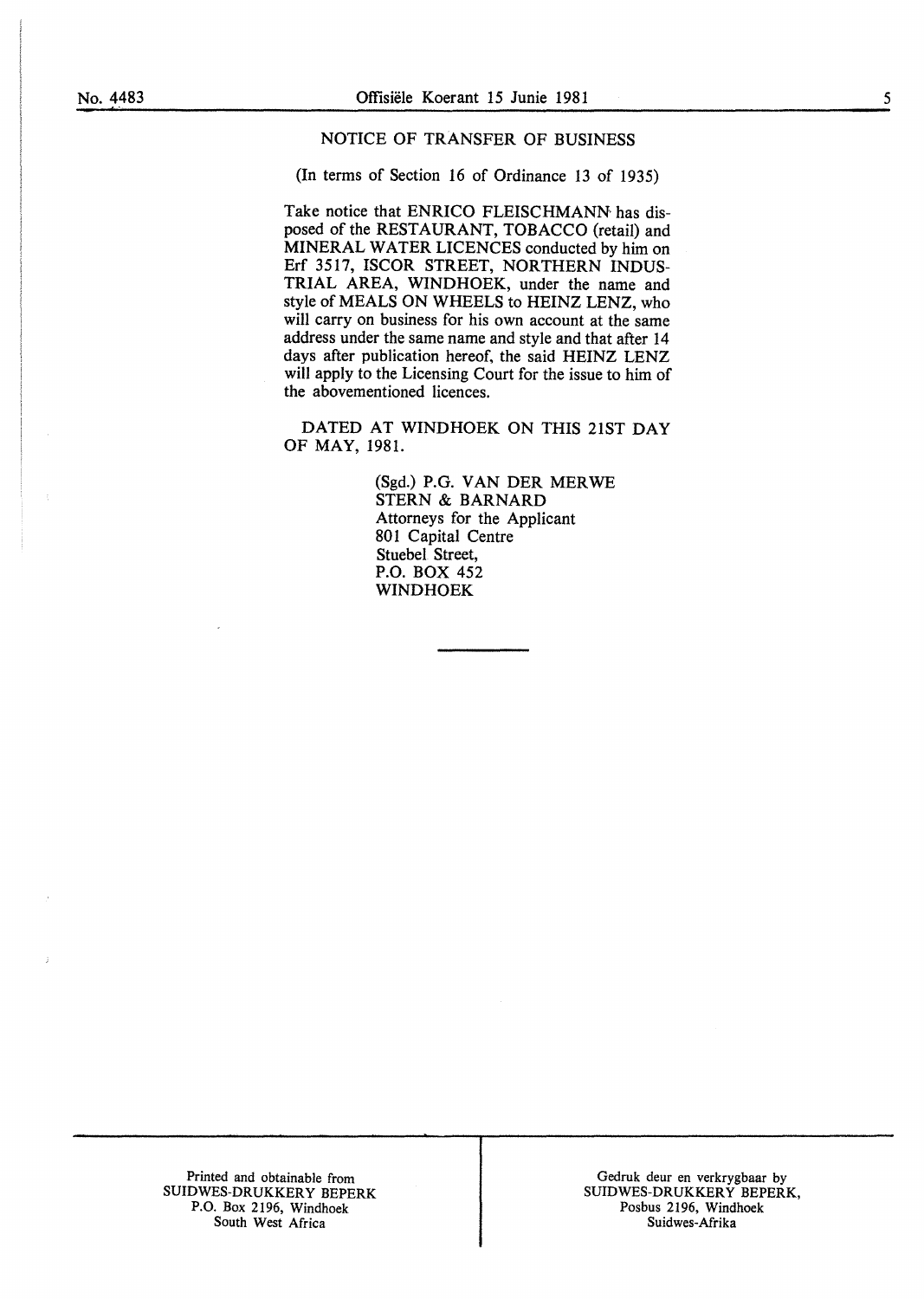## NOTICE OF TRANSFER OF BUSINESS

(In terms of Section 16 of Ordinance 13 of 1935)

Take notice that ENRICO FLEISCHMANN has disposed of the RESTAURANT, TOBACCO (retail) and MINERAL WATER LICENCES conducted by him on Erf 3517, ISCOR STREET, NORTHERN INDUSTRIAL AREA, WINDHOEK, under the name and style of MEALS ON WHEELS to HEINZ LENZ, who will carry on business for his own account at the same address under the same name and style and that after 14 days after publication hereof, the said HEINZ LENZ will apply to the Licensing Court for the issue to him of the abovementioned licences.

DATED AT WINDHOEK ON THIS 21ST DAY OF MAY, 1981.

(Sgd.) P.G. VAN DER MERWE
STERN & BARNARD
Attorneys for the Applicant
801 Capital Centre
Stuebel Street,
P.O. BOX 452
WINDHOEK

---

Printed and obtainable from
SUIDWES-DRUKKERY BEPERK
P.O. Box 2196, Windhoek
South West Africa

Gedruk deur en verkrygbaar by
SUIDWES-DRUKKERY BEPERK,
Posbus 2196, Windhoek
Suidwes-Afrika